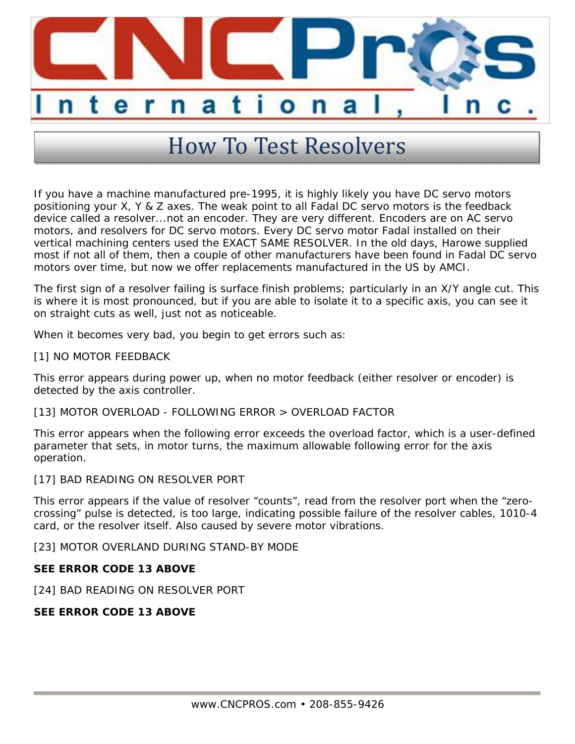# How To Test Resolvers

If you have a machine manufactured pre-1995, it is highly likely you have DC servo motors positioning your X, Y & Z axes. The weak point to all Fadal DC servo motors is the feedback device called a resolver...not an encoder. They are very different. Encoders are on AC servo motors, and resolvers for DC servo motors. Every DC servo motor Fadal installed on their vertical machining centers used the EXACT SAME RESOLVER. In the old days, Harowe supplied most if not all of them, then a couple of other manufacturers have been found in Fadal DC servo motors over time, but now we offer replacements manufactured in the US by AMCI.

The first sign of a resolver failing is surface finish problems; particularly in an X/Y angle cut. This is where it is most pronounced, but if you are able to isolate it to a specific axis, you can see it on straight cuts as well, just not as noticeable.

When it becomes very bad, you begin to get errors such as:

[1] NO MOTOR FEEDBACK

This error appears during power up, when no motor feedback (either resolver or encoder) is detected by the axis controller.

[13] MOTOR OVERLOAD - FOLLOWING ERROR > OVERLOAD FACTOR

This error appears when the following error exceeds the overload factor, which is a user-defined parameter that sets, in motor turns, the maximum allowable following error for the axis operation.

[17] BAD READING ON RESOLVER PORT

This error appears if the value of resolver "counts", read from the resolver port when the "zero-crossing" pulse is detected, is too large, indicating possible failure of the resolver cables, 1010-4 card, or the resolver itself. Also caused by severe motor vibrations.

[23] MOTOR OVERLAND DURING STAND-BY MODE

**SEE ERROR CODE 13 ABOVE**

[24] BAD READING ON RESOLVER PORT

**SEE ERROR CODE 13 ABOVE**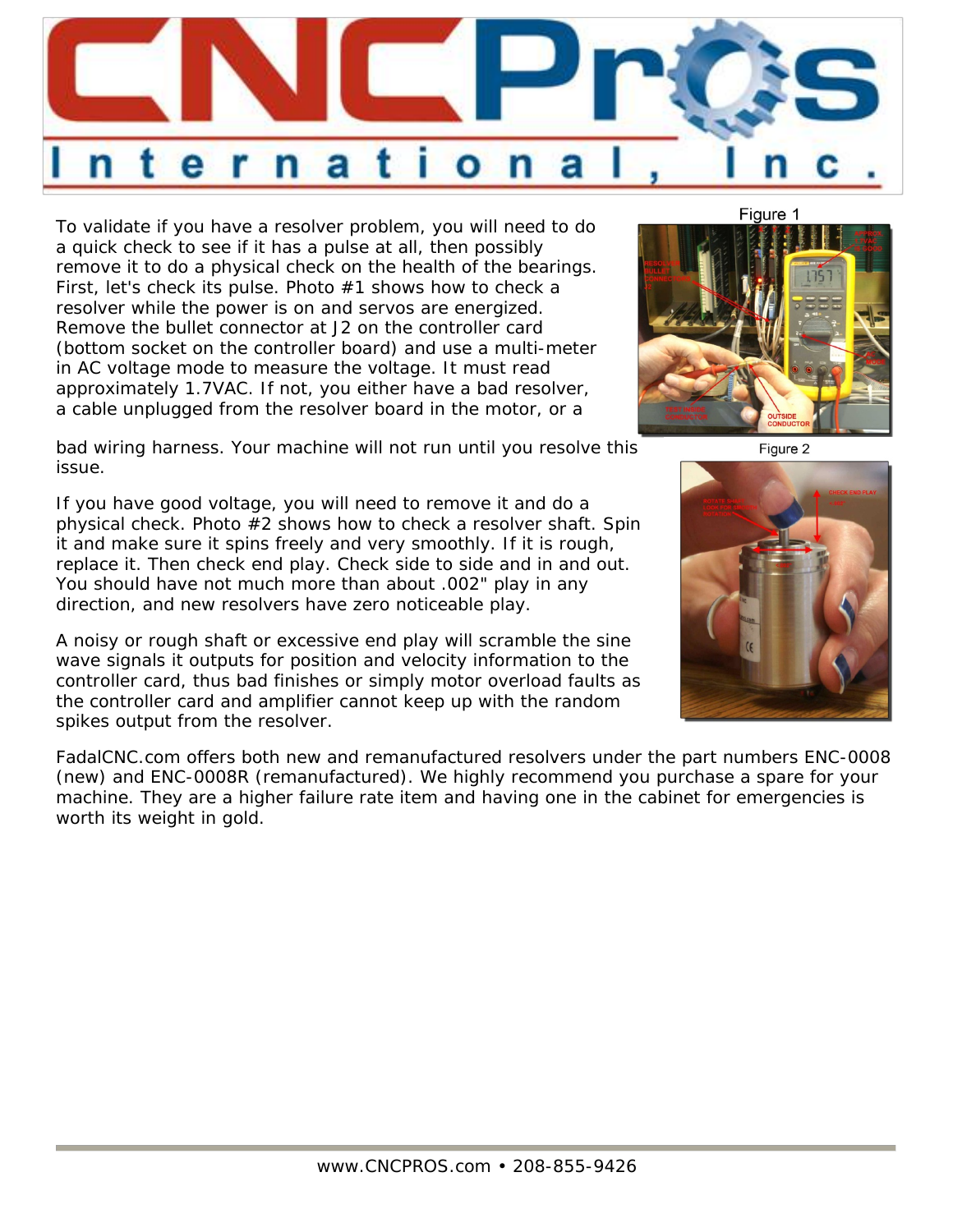To validate if you have a resolver problem, you will need to do a quick check to see if it has a pulse at all, then possibly remove it to do a physical check on the health of the bearings. First, let's check its pulse. Photo #1 shows how to check a resolver while the power is on and servos are energized. Remove the bullet connector at J2 on the controller card (bottom socket on the controller board) and use a multi-meter in AC voltage mode to measure the voltage. It must read approximately 1.7VAC. If not, you either have a bad resolver, a cable unplugged from the resolver board in the motor, or a bad wiring harness. Your machine will not run until you resolve this issue.

Figure 1

If you have good voltage, you will need to remove it and do a physical check. Photo #2 shows how to check a resolver shaft. Spin it and make sure it spins freely and very smoothly. If it is rough, replace it. Then check end play. Check side to side and in and out. You should have not much more than about .002" play in any direction, and new resolvers have zero noticeable play.

Figure 2

A noisy or rough shaft or excessive end play will scramble the sine wave signals it outputs for position and velocity information to the controller card, thus bad finishes or simply motor overload faults as the controller card and amplifier cannot keep up with the random spikes output from the resolver.

FadalCNC.com offers both new and remanufactured resolvers under the part numbers ENC-0008 (new) and ENC-0008R (remanufactured). We highly recommend you purchase a spare for your machine. They are a higher failure rate item and having one in the cabinet for emergencies is worth its weight in gold.